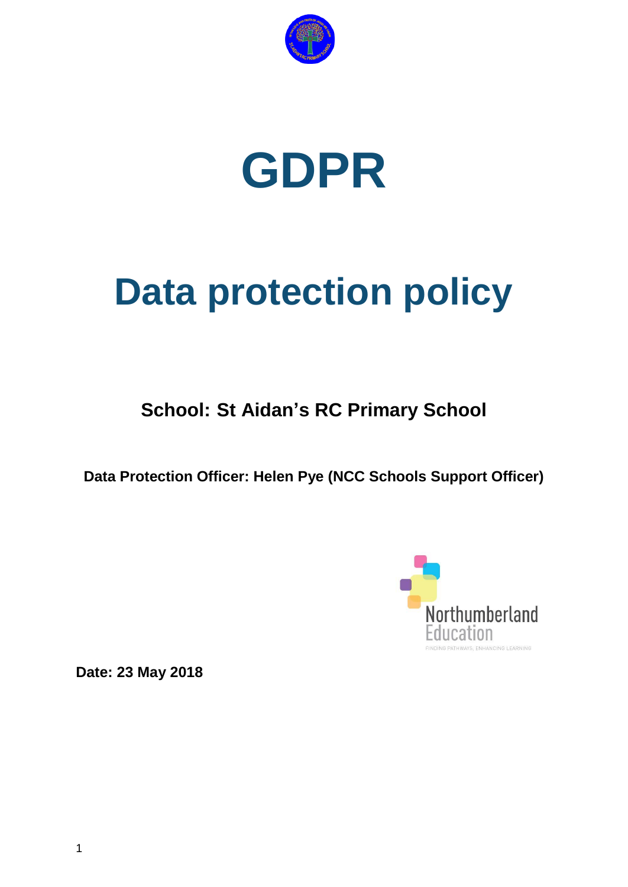# GDPR

# Data protection policy

**School: St Aidan's RC Primary School**

**Data Protection Officer: Helen Pye (NCC Schools Support Officer)**

**Date: 23 May 2018**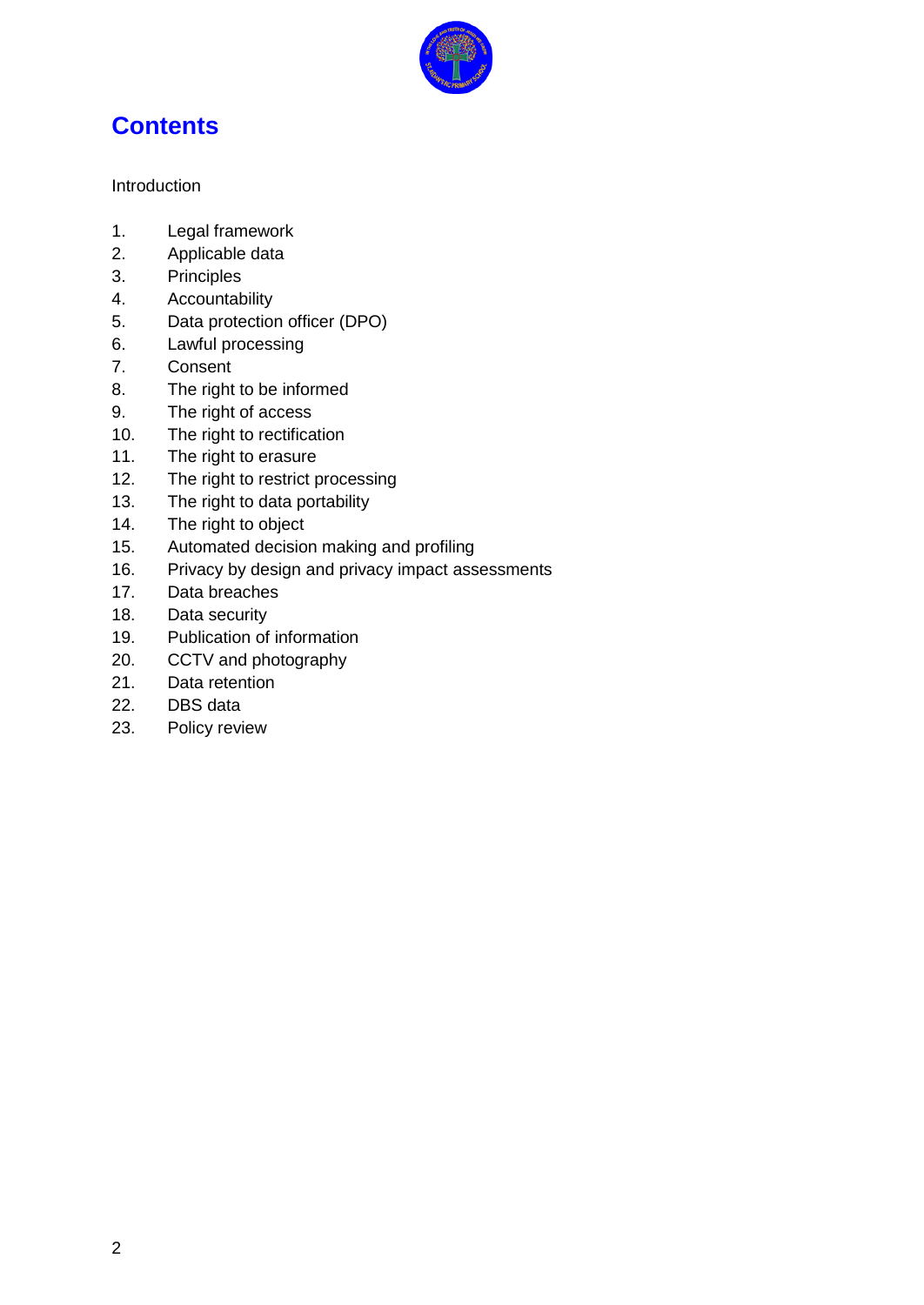## Contents

Introduction

1. Legal framework
2. Applicable data
3. Principles
4. Accountability
5. Data protection officer (DPO)
6. Lawful processing
7. Consent
8. The right to be informed
9. The right of access
10. The right to rectification
11. The right to erasure
12. The right to restrict processing
13. The right to data portability
14. The right to object
15. Automated decision making and profiling
16. Privacy by design and privacy impact assessments
17. Data breaches
18. Data security
19. Publication of information
20. CCTV and photography
21. Data retention
22. DBS data
23. Policy review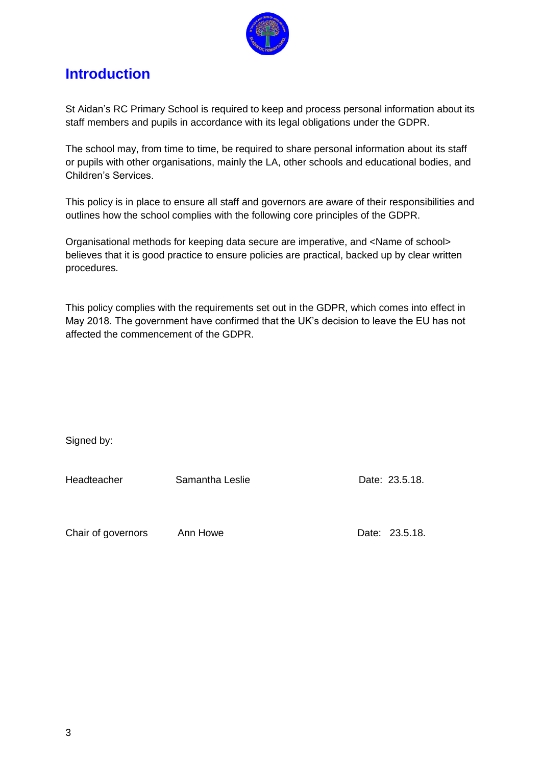# Introduction

St Aidan's RC Primary School is required to keep and process personal information about its staff members and pupils in accordance with its legal obligations under the GDPR.

The school may, from time to time, be required to share personal information about its staff or pupils with other organisations, mainly the LA, other schools and educational bodies, and Children's Services.

This policy is in place to ensure all staff and governors are aware of their responsibilities and outlines how the school complies with the following core principles of the GDPR.

Organisational methods for keeping data secure are imperative, and <Name of school> believes that it is good practice to ensure policies are practical, backed up by clear written procedures.

This policy complies with the requirements set out in the GDPR, which comes into effect in May 2018. The government have confirmed that the UK's decision to leave the EU has not affected the commencement of the GDPR.

Signed by:

| | | |
|---|---|---|
| Headteacher | Samantha Leslie | Date: 23.5.18. |
| Chair of governors | Ann Howe | Date: 23.5.18. |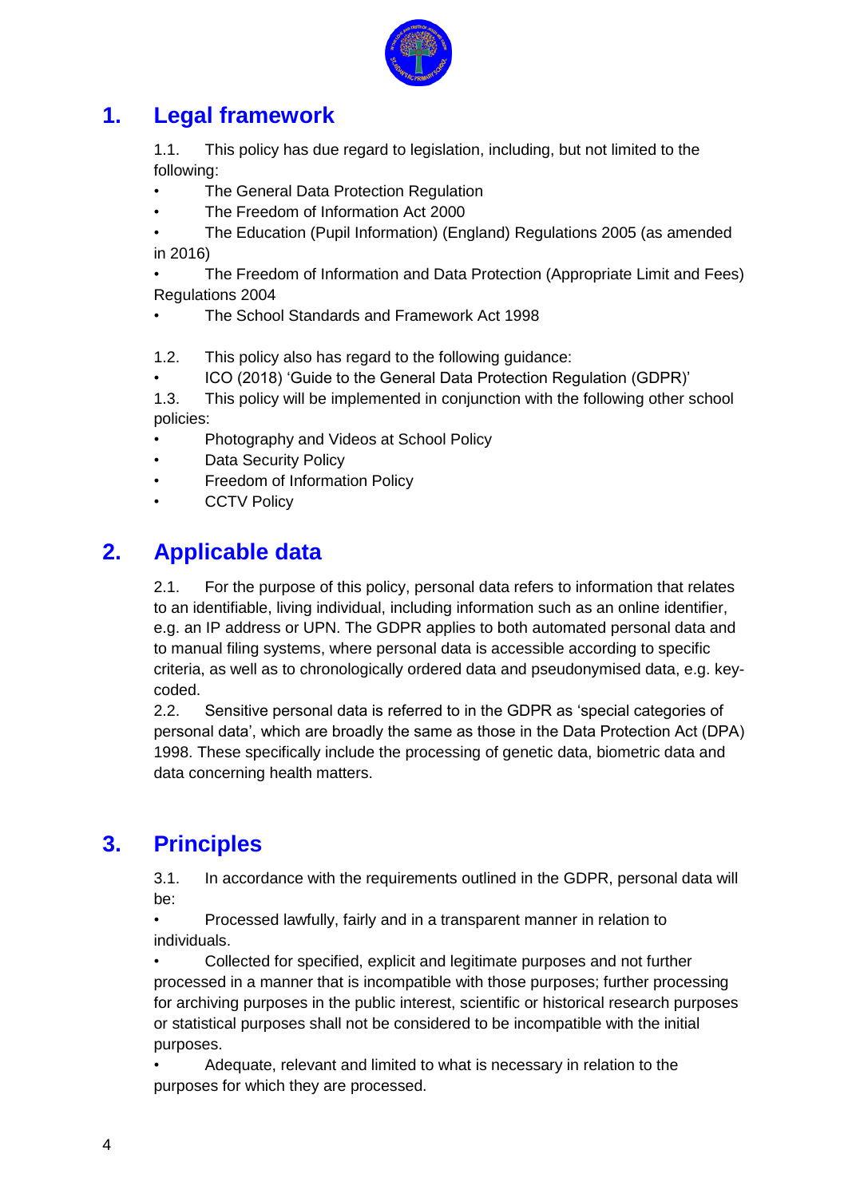## 1. Legal framework

1.1. This policy has due regard to legislation, including, but not limited to the following:

- The General Data Protection Regulation
- The Freedom of Information Act 2000
- The Education (Pupil Information) (England) Regulations 2005 (as amended in 2016)
- The Freedom of Information and Data Protection (Appropriate Limit and Fees) Regulations 2004
- The School Standards and Framework Act 1998

1.2. This policy also has regard to the following guidance:

- ICO (2018) 'Guide to the General Data Protection Regulation (GDPR)'

1.3. This policy will be implemented in conjunction with the following other school policies:

- Photography and Videos at School Policy
- Data Security Policy
- Freedom of Information Policy
- CCTV Policy

## 2. Applicable data

2.1. For the purpose of this policy, personal data refers to information that relates to an identifiable, living individual, including information such as an online identifier, e.g. an IP address or UPN. The GDPR applies to both automated personal data and to manual filing systems, where personal data is accessible according to specific criteria, as well as to chronologically ordered data and pseudonymised data, e.g. key-coded.

2.2. Sensitive personal data is referred to in the GDPR as 'special categories of personal data', which are broadly the same as those in the Data Protection Act (DPA) 1998. These specifically include the processing of genetic data, biometric data and data concerning health matters.

## 3. Principles

3.1. In accordance with the requirements outlined in the GDPR, personal data will be:

- Processed lawfully, fairly and in a transparent manner in relation to individuals.
- Collected for specified, explicit and legitimate purposes and not further processed in a manner that is incompatible with those purposes; further processing for archiving purposes in the public interest, scientific or historical research purposes or statistical purposes shall not be considered to be incompatible with the initial purposes.
- Adequate, relevant and limited to what is necessary in relation to the purposes for which they are processed.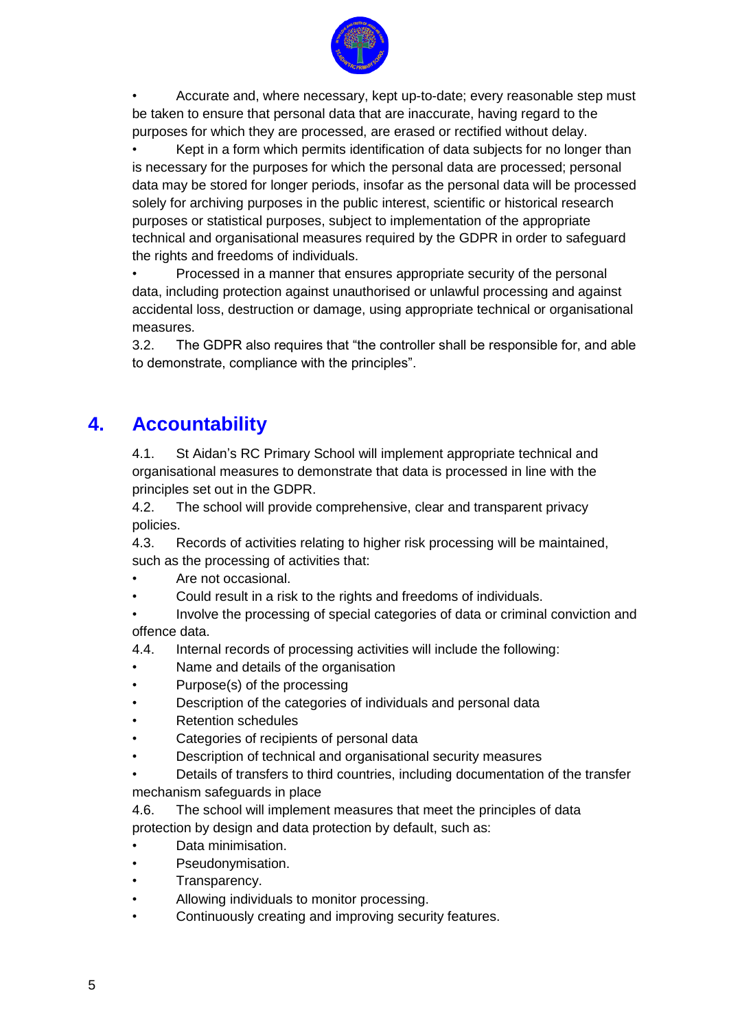- Accurate and, where necessary, kept up-to-date; every reasonable step must be taken to ensure that personal data that are inaccurate, having regard to the purposes for which they are processed, are erased or rectified without delay.
- Kept in a form which permits identification of data subjects for no longer than is necessary for the purposes for which the personal data are processed; personal data may be stored for longer periods, insofar as the personal data will be processed solely for archiving purposes in the public interest, scientific or historical research purposes or statistical purposes, subject to implementation of the appropriate technical and organisational measures required by the GDPR in order to safeguard the rights and freedoms of individuals.
- Processed in a manner that ensures appropriate security of the personal data, including protection against unauthorised or unlawful processing and against accidental loss, destruction or damage, using appropriate technical or organisational measures.

3.2. The GDPR also requires that "the controller shall be responsible for, and able to demonstrate, compliance with the principles".

## 4. Accountability

4.1. St Aidan's RC Primary School will implement appropriate technical and organisational measures to demonstrate that data is processed in line with the principles set out in the GDPR.

4.2. The school will provide comprehensive, clear and transparent privacy policies.

4.3. Records of activities relating to higher risk processing will be maintained, such as the processing of activities that:

- Are not occasional.
- Could result in a risk to the rights and freedoms of individuals.
- Involve the processing of special categories of data or criminal conviction and offence data.

4.4. Internal records of processing activities will include the following:

- Name and details of the organisation
- Purpose(s) of the processing
- Description of the categories of individuals and personal data
- Retention schedules
- Categories of recipients of personal data
- Description of technical and organisational security measures
- Details of transfers to third countries, including documentation of the transfer mechanism safeguards in place

4.6. The school will implement measures that meet the principles of data protection by design and data protection by default, such as:

- Data minimisation.
- Pseudonymisation.
- Transparency.
- Allowing individuals to monitor processing.
- Continuously creating and improving security features.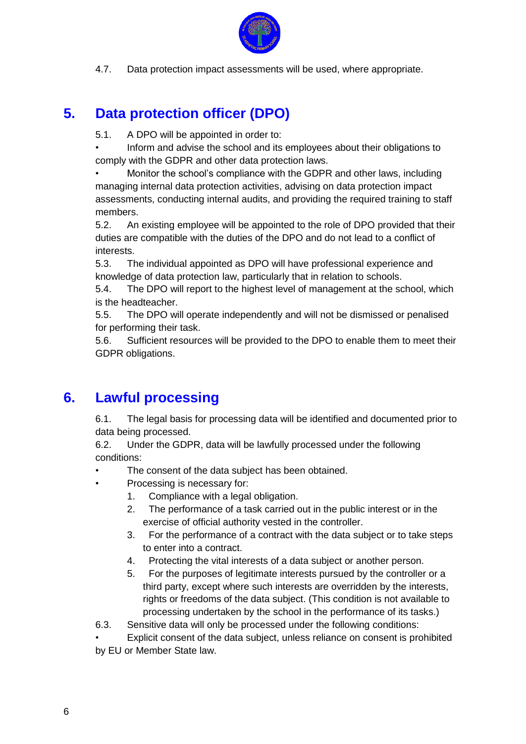4.7. Data protection impact assessments will be used, where appropriate.

## 5. Data protection officer (DPO)

5.1. A DPO will be appointed in order to:

- Inform and advise the school and its employees about their obligations to comply with the GDPR and other data protection laws.
- Monitor the school's compliance with the GDPR and other laws, including managing internal data protection activities, advising on data protection impact assessments, conducting internal audits, and providing the required training to staff members.

5.2. An existing employee will be appointed to the role of DPO provided that their duties are compatible with the duties of the DPO and do not lead to a conflict of interests.

5.3. The individual appointed as DPO will have professional experience and knowledge of data protection law, particularly that in relation to schools.

5.4. The DPO will report to the highest level of management at the school, which is the headteacher.

5.5. The DPO will operate independently and will not be dismissed or penalised for performing their task.

5.6. Sufficient resources will be provided to the DPO to enable them to meet their GDPR obligations.

## 6. Lawful processing

6.1. The legal basis for processing data will be identified and documented prior to data being processed.

6.2. Under the GDPR, data will be lawfully processed under the following conditions:

- The consent of the data subject has been obtained.
- Processing is necessary for:
  1. Compliance with a legal obligation.
  2. The performance of a task carried out in the public interest or in the exercise of official authority vested in the controller.
  3. For the performance of a contract with the data subject or to take steps to enter into a contract.
  4. Protecting the vital interests of a data subject or another person.
  5. For the purposes of legitimate interests pursued by the controller or a third party, except where such interests are overridden by the interests, rights or freedoms of the data subject. (This condition is not available to processing undertaken by the school in the performance of its tasks.)

6.3. Sensitive data will only be processed under the following conditions:

- Explicit consent of the data subject, unless reliance on consent is prohibited by EU or Member State law.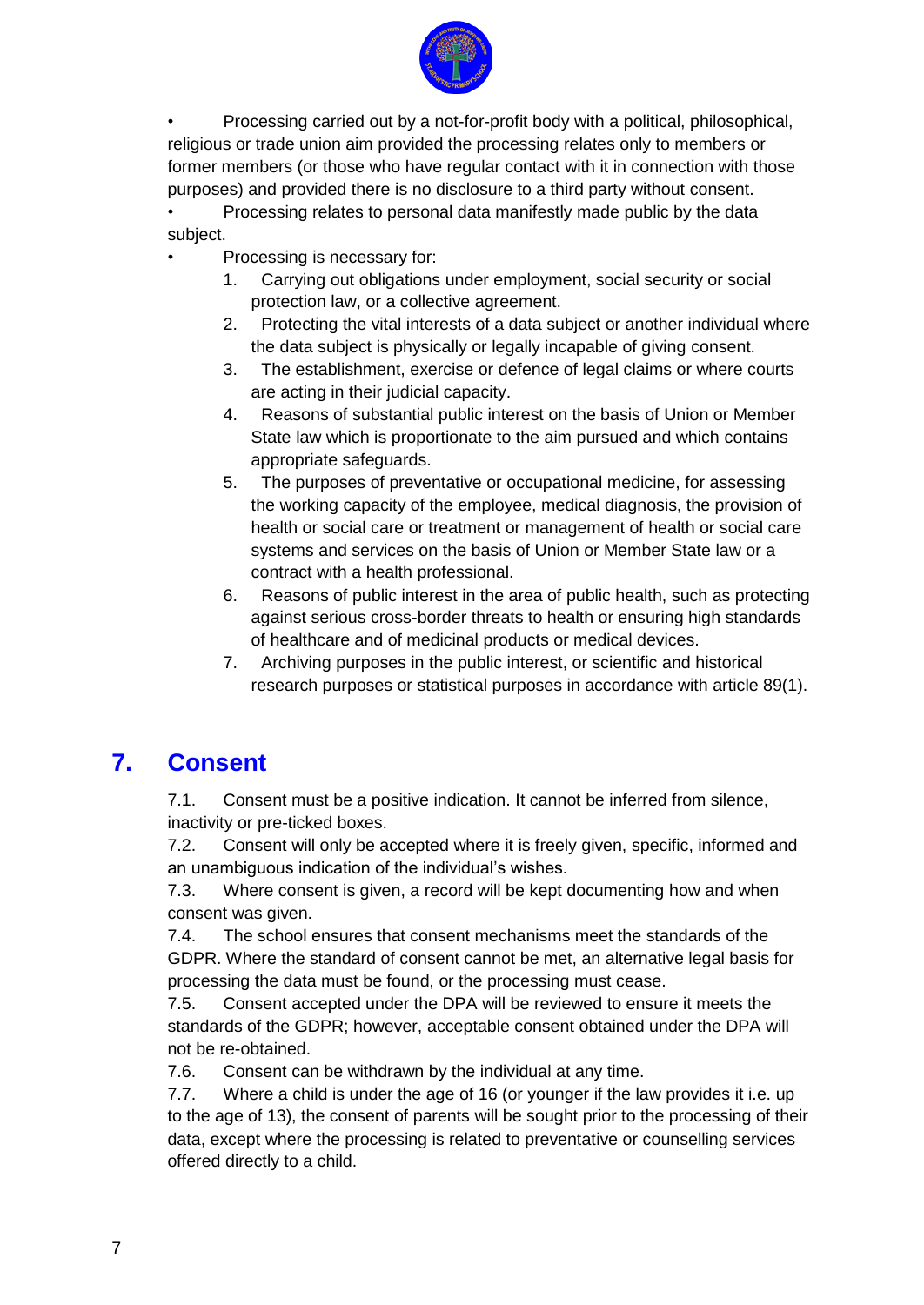- Processing carried out by a not-for-profit body with a political, philosophical, religious or trade union aim provided the processing relates only to members or former members (or those who have regular contact with it in connection with those purposes) and provided there is no disclosure to a third party without consent.
- Processing relates to personal data manifestly made public by the data subject.
- Processing is necessary for:
    1. Carrying out obligations under employment, social security or social protection law, or a collective agreement.
    2. Protecting the vital interests of a data subject or another individual where the data subject is physically or legally incapable of giving consent.
    3. The establishment, exercise or defence of legal claims or where courts are acting in their judicial capacity.
    4. Reasons of substantial public interest on the basis of Union or Member State law which is proportionate to the aim pursued and which contains appropriate safeguards.
    5. The purposes of preventative or occupational medicine, for assessing the working capacity of the employee, medical diagnosis, the provision of health or social care or treatment or management of health or social care systems and services on the basis of Union or Member State law or a contract with a health professional.
    6. Reasons of public interest in the area of public health, such as protecting against serious cross-border threats to health or ensuring high standards of healthcare and of medicinal products or medical devices.
    7. Archiving purposes in the public interest, or scientific and historical research purposes or statistical purposes in accordance with article 89(1).

## 7. Consent

7.1. Consent must be a positive indication. It cannot be inferred from silence, inactivity or pre-ticked boxes.

7.2. Consent will only be accepted where it is freely given, specific, informed and an unambiguous indication of the individual's wishes.

7.3. Where consent is given, a record will be kept documenting how and when consent was given.

7.4. The school ensures that consent mechanisms meet the standards of the GDPR. Where the standard of consent cannot be met, an alternative legal basis for processing the data must be found, or the processing must cease.

7.5. Consent accepted under the DPA will be reviewed to ensure it meets the standards of the GDPR; however, acceptable consent obtained under the DPA will not be re-obtained.

7.6. Consent can be withdrawn by the individual at any time.

7.7. Where a child is under the age of 16 (or younger if the law provides it i.e. up to the age of 13), the consent of parents will be sought prior to the processing of their data, except where the processing is related to preventative or counselling services offered directly to a child.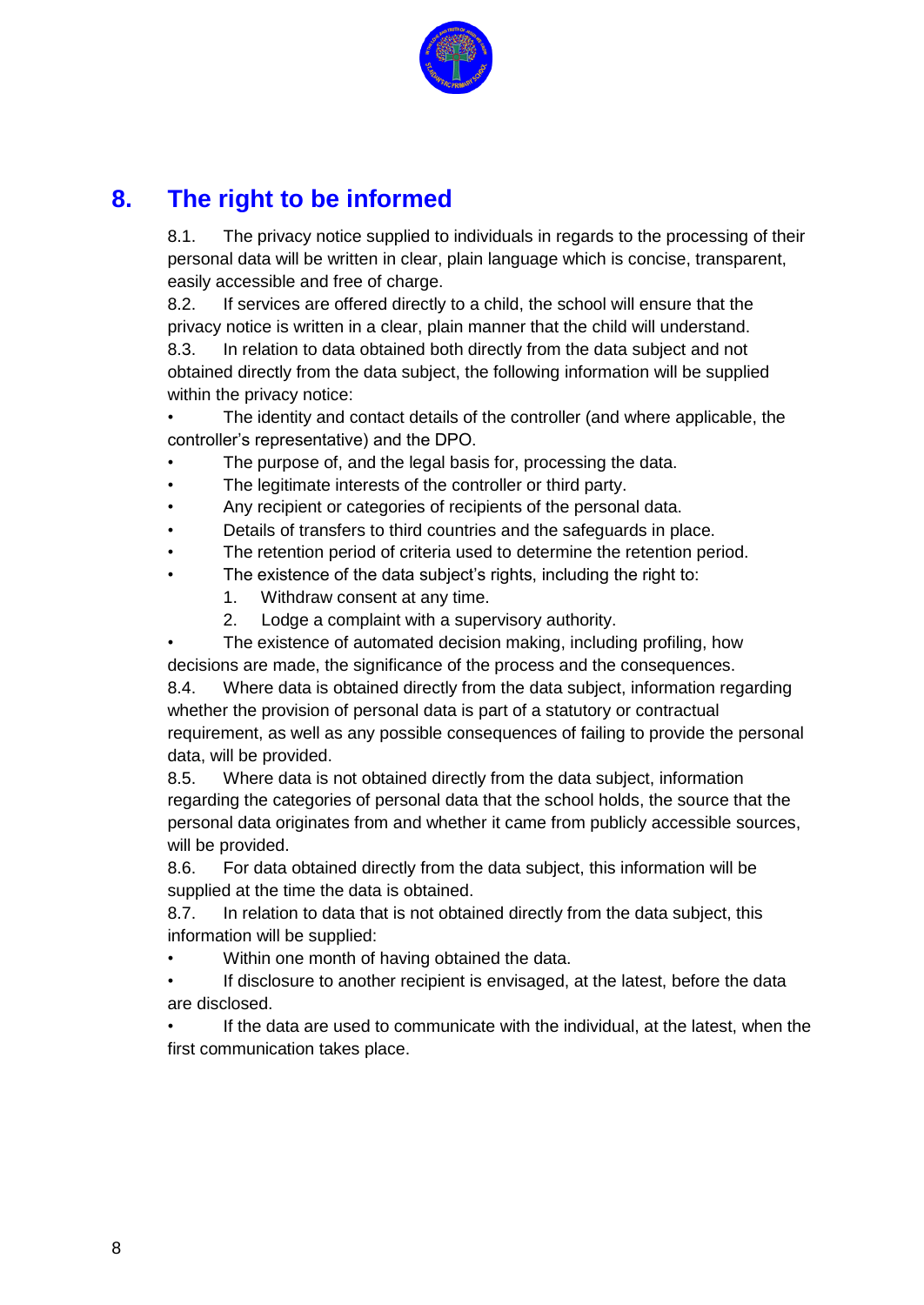## 8. The right to be informed

8.1. The privacy notice supplied to individuals in regards to the processing of their personal data will be written in clear, plain language which is concise, transparent, easily accessible and free of charge.

8.2. If services are offered directly to a child, the school will ensure that the privacy notice is written in a clear, plain manner that the child will understand.

8.3. In relation to data obtained both directly from the data subject and not obtained directly from the data subject, the following information will be supplied within the privacy notice:

- The identity and contact details of the controller (and where applicable, the controller's representative) and the DPO.
- The purpose of, and the legal basis for, processing the data.
- The legitimate interests of the controller or third party.
- Any recipient or categories of recipients of the personal data.
- Details of transfers to third countries and the safeguards in place.
- The retention period of criteria used to determine the retention period.
- The existence of the data subject's rights, including the right to:
    1. Withdraw consent at any time.
    2. Lodge a complaint with a supervisory authority.
- The existence of automated decision making, including profiling, how decisions are made, the significance of the process and the consequences.

8.4. Where data is obtained directly from the data subject, information regarding whether the provision of personal data is part of a statutory or contractual requirement, as well as any possible consequences of failing to provide the personal data, will be provided.

8.5. Where data is not obtained directly from the data subject, information regarding the categories of personal data that the school holds, the source that the personal data originates from and whether it came from publicly accessible sources, will be provided.

8.6. For data obtained directly from the data subject, this information will be supplied at the time the data is obtained.

8.7. In relation to data that is not obtained directly from the data subject, this information will be supplied:

- Within one month of having obtained the data.
- If disclosure to another recipient is envisaged, at the latest, before the data are disclosed.
- If the data are used to communicate with the individual, at the latest, when the first communication takes place.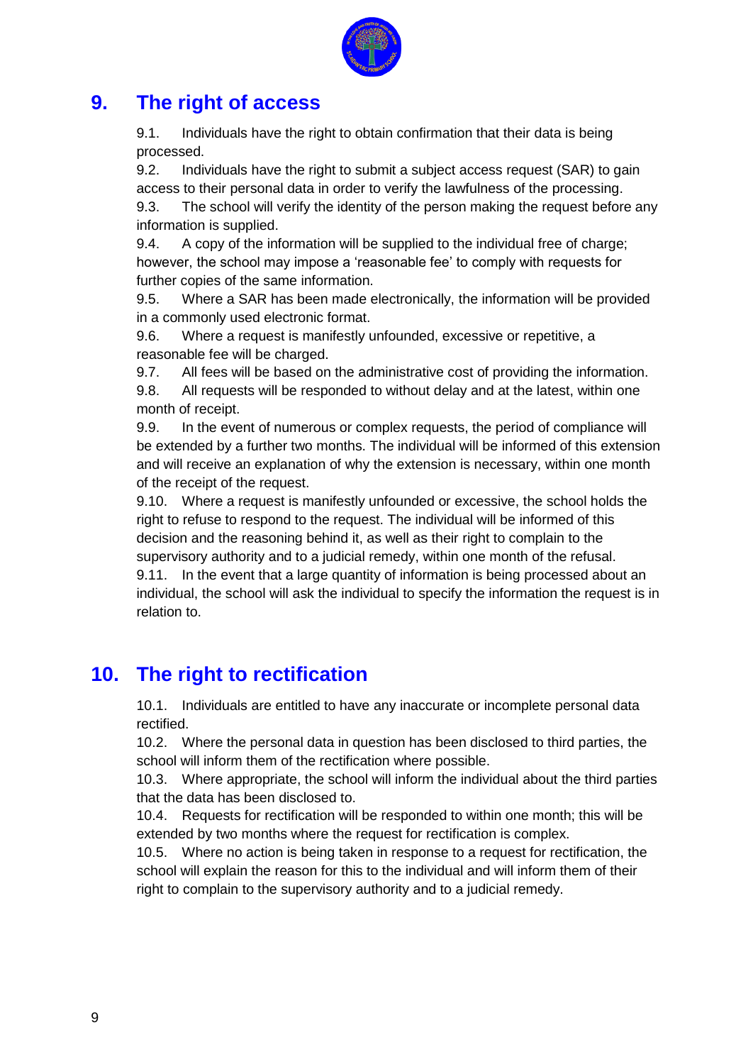## 9. The right of access

9.1. Individuals have the right to obtain confirmation that their data is being processed.

9.2. Individuals have the right to submit a subject access request (SAR) to gain access to their personal data in order to verify the lawfulness of the processing.

9.3. The school will verify the identity of the person making the request before any information is supplied.

9.4. A copy of the information will be supplied to the individual free of charge; however, the school may impose a 'reasonable fee' to comply with requests for further copies of the same information.

9.5. Where a SAR has been made electronically, the information will be provided in a commonly used electronic format.

9.6. Where a request is manifestly unfounded, excessive or repetitive, a reasonable fee will be charged.

9.7. All fees will be based on the administrative cost of providing the information.

9.8. All requests will be responded to without delay and at the latest, within one month of receipt.

9.9. In the event of numerous or complex requests, the period of compliance will be extended by a further two months. The individual will be informed of this extension and will receive an explanation of why the extension is necessary, within one month of the receipt of the request.

9.10. Where a request is manifestly unfounded or excessive, the school holds the right to refuse to respond to the request. The individual will be informed of this decision and the reasoning behind it, as well as their right to complain to the supervisory authority and to a judicial remedy, within one month of the refusal.

9.11. In the event that a large quantity of information is being processed about an individual, the school will ask the individual to specify the information the request is in relation to.

## 10. The right to rectification

10.1. Individuals are entitled to have any inaccurate or incomplete personal data rectified.

10.2. Where the personal data in question has been disclosed to third parties, the school will inform them of the rectification where possible.

10.3. Where appropriate, the school will inform the individual about the third parties that the data has been disclosed to.

10.4. Requests for rectification will be responded to within one month; this will be extended by two months where the request for rectification is complex.

10.5. Where no action is being taken in response to a request for rectification, the school will explain the reason for this to the individual and will inform them of their right to complain to the supervisory authority and to a judicial remedy.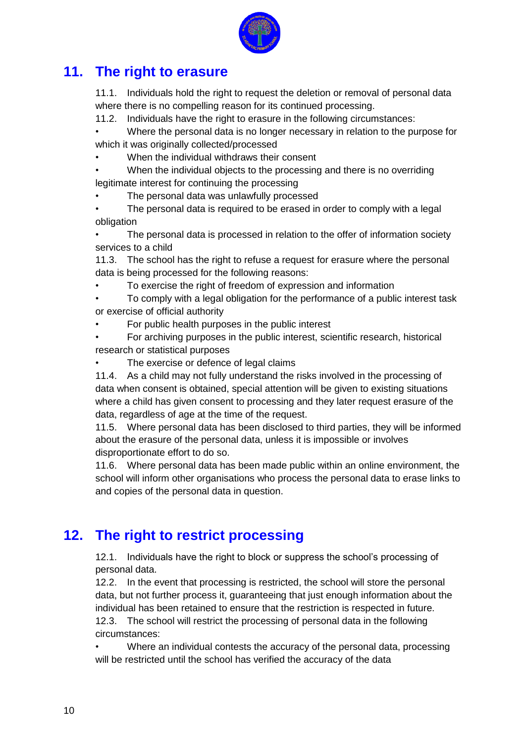## 11. The right to erasure

11.1. Individuals hold the right to request the deletion or removal of personal data where there is no compelling reason for its continued processing.

11.2. Individuals have the right to erasure in the following circumstances:

- Where the personal data is no longer necessary in relation to the purpose for which it was originally collected/processed
- When the individual withdraws their consent
- When the individual objects to the processing and there is no overriding legitimate interest for continuing the processing
- The personal data was unlawfully processed
- The personal data is required to be erased in order to comply with a legal obligation
- The personal data is processed in relation to the offer of information society services to a child

11.3. The school has the right to refuse a request for erasure where the personal data is being processed for the following reasons:

- To exercise the right of freedom of expression and information
- To comply with a legal obligation for the performance of a public interest task or exercise of official authority
- For public health purposes in the public interest
- For archiving purposes in the public interest, scientific research, historical research or statistical purposes
- The exercise or defence of legal claims

11.4. As a child may not fully understand the risks involved in the processing of data when consent is obtained, special attention will be given to existing situations where a child has given consent to processing and they later request erasure of the data, regardless of age at the time of the request.

11.5. Where personal data has been disclosed to third parties, they will be informed about the erasure of the personal data, unless it is impossible or involves disproportionate effort to do so.

11.6. Where personal data has been made public within an online environment, the school will inform other organisations who process the personal data to erase links to and copies of the personal data in question.

## 12. The right to restrict processing

12.1. Individuals have the right to block or suppress the school's processing of personal data.

12.2. In the event that processing is restricted, the school will store the personal data, but not further process it, guaranteeing that just enough information about the individual has been retained to ensure that the restriction is respected in future.

12.3. The school will restrict the processing of personal data in the following circumstances:

- Where an individual contests the accuracy of the personal data, processing will be restricted until the school has verified the accuracy of the data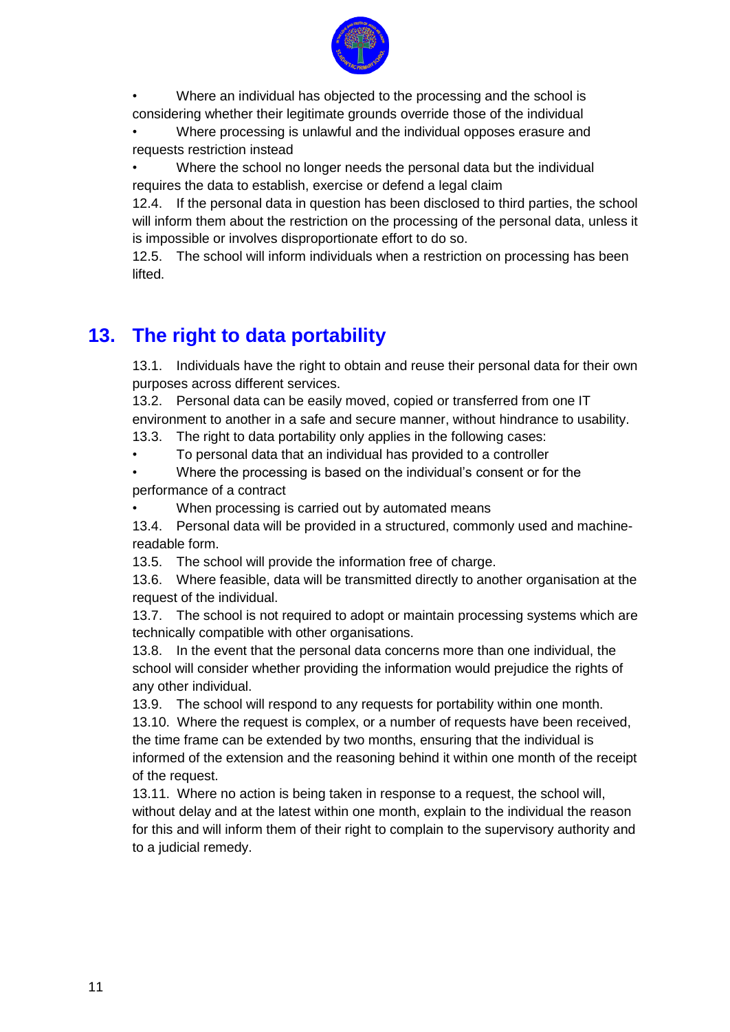- Where an individual has objected to the processing and the school is considering whether their legitimate grounds override those of the individual
- Where processing is unlawful and the individual opposes erasure and requests restriction instead
- Where the school no longer needs the personal data but the individual requires the data to establish, exercise or defend a legal claim

12.4. If the personal data in question has been disclosed to third parties, the school will inform them about the restriction on the processing of the personal data, unless it is impossible or involves disproportionate effort to do so.

12.5. The school will inform individuals when a restriction on processing has been lifted.

## 13. The right to data portability

13.1. Individuals have the right to obtain and reuse their personal data for their own purposes across different services.

13.2. Personal data can be easily moved, copied or transferred from one IT environment to another in a safe and secure manner, without hindrance to usability.

13.3. The right to data portability only applies in the following cases:

- To personal data that an individual has provided to a controller
- Where the processing is based on the individual's consent or for the performance of a contract
- When processing is carried out by automated means

13.4. Personal data will be provided in a structured, commonly used and machine-readable form.

13.5. The school will provide the information free of charge.

13.6. Where feasible, data will be transmitted directly to another organisation at the request of the individual.

13.7. The school is not required to adopt or maintain processing systems which are technically compatible with other organisations.

13.8. In the event that the personal data concerns more than one individual, the school will consider whether providing the information would prejudice the rights of any other individual.

13.9. The school will respond to any requests for portability within one month.

13.10. Where the request is complex, or a number of requests have been received, the time frame can be extended by two months, ensuring that the individual is informed of the extension and the reasoning behind it within one month of the receipt of the request.

13.11. Where no action is being taken in response to a request, the school will, without delay and at the latest within one month, explain to the individual the reason for this and will inform them of their right to complain to the supervisory authority and to a judicial remedy.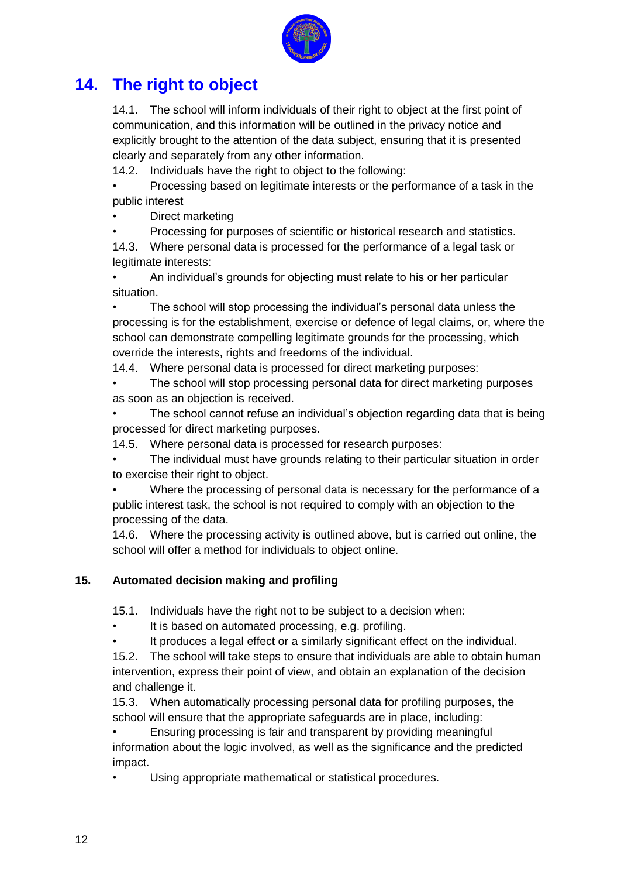## 14. The right to object

14.1. The school will inform individuals of their right to object at the first point of communication, and this information will be outlined in the privacy notice and explicitly brought to the attention of the data subject, ensuring that it is presented clearly and separately from any other information.

14.2. Individuals have the right to object to the following:

- Processing based on legitimate interests or the performance of a task in the public interest
- Direct marketing
- Processing for purposes of scientific or historical research and statistics.

14.3. Where personal data is processed for the performance of a legal task or legitimate interests:

- An individual's grounds for objecting must relate to his or her particular situation.
- The school will stop processing the individual's personal data unless the processing is for the establishment, exercise or defence of legal claims, or, where the school can demonstrate compelling legitimate grounds for the processing, which override the interests, rights and freedoms of the individual.

14.4. Where personal data is processed for direct marketing purposes:

- The school will stop processing personal data for direct marketing purposes as soon as an objection is received.
- The school cannot refuse an individual's objection regarding data that is being processed for direct marketing purposes.

14.5. Where personal data is processed for research purposes:

- The individual must have grounds relating to their particular situation in order to exercise their right to object.
- Where the processing of personal data is necessary for the performance of a public interest task, the school is not required to comply with an objection to the processing of the data.

14.6. Where the processing activity is outlined above, but is carried out online, the school will offer a method for individuals to object online.

**15. Automated decision making and profiling**

15.1. Individuals have the right not to be subject to a decision when:

- It is based on automated processing, e.g. profiling.
- It produces a legal effect or a similarly significant effect on the individual.

15.2. The school will take steps to ensure that individuals are able to obtain human intervention, express their point of view, and obtain an explanation of the decision and challenge it.

15.3. When automatically processing personal data for profiling purposes, the school will ensure that the appropriate safeguards are in place, including:

- Ensuring processing is fair and transparent by providing meaningful information about the logic involved, as well as the significance and the predicted impact.
- Using appropriate mathematical or statistical procedures.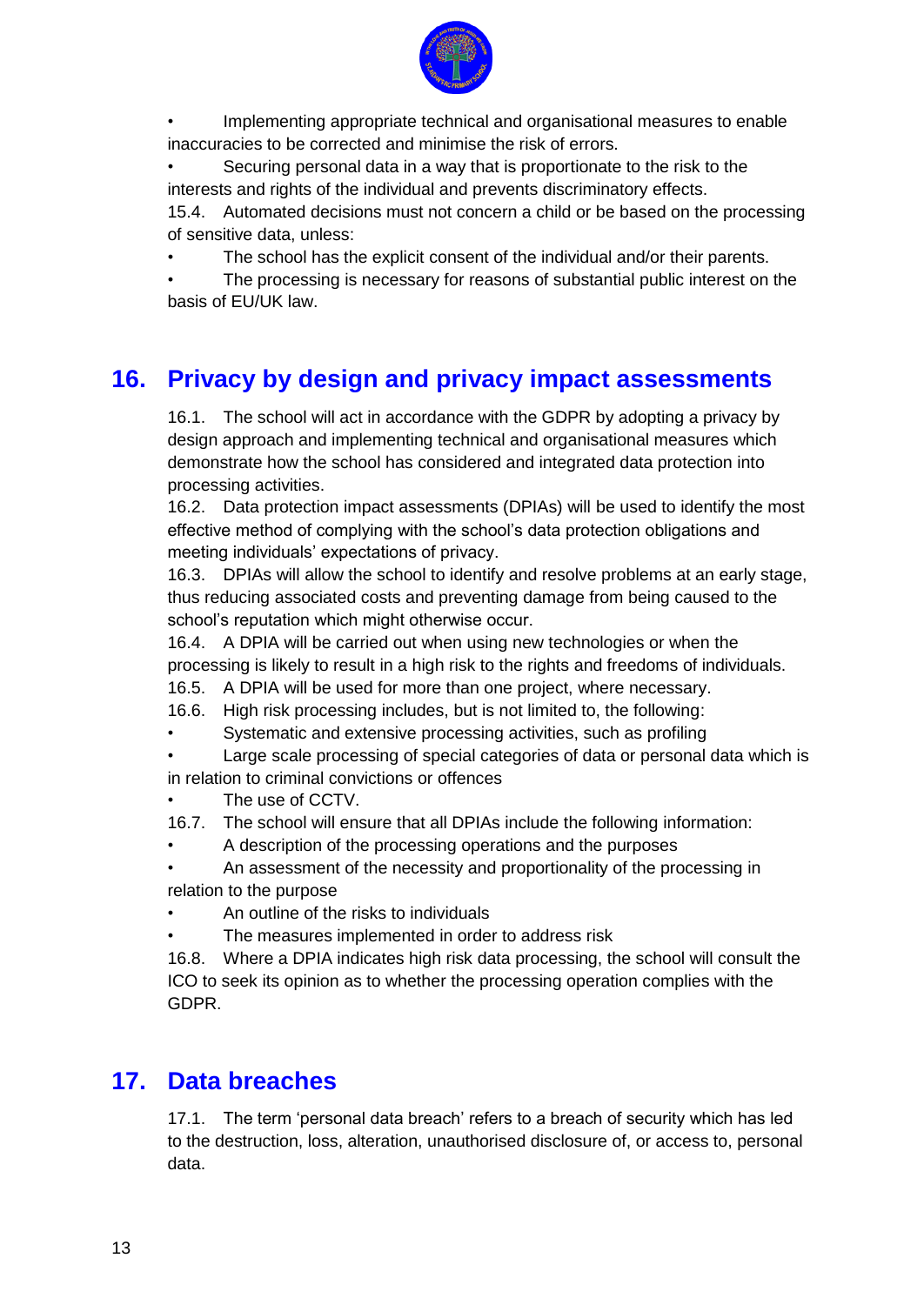- Implementing appropriate technical and organisational measures to enable inaccuracies to be corrected and minimise the risk of errors.
- Securing personal data in a way that is proportionate to the risk to the interests and rights of the individual and prevents discriminatory effects.

15.4. Automated decisions must not concern a child or be based on the processing of sensitive data, unless:

- The school has the explicit consent of the individual and/or their parents.
- The processing is necessary for reasons of substantial public interest on the basis of EU/UK law.

## 16. Privacy by design and privacy impact assessments

16.1. The school will act in accordance with the GDPR by adopting a privacy by design approach and implementing technical and organisational measures which demonstrate how the school has considered and integrated data protection into processing activities.

16.2. Data protection impact assessments (DPIAs) will be used to identify the most effective method of complying with the school's data protection obligations and meeting individuals' expectations of privacy.

16.3. DPIAs will allow the school to identify and resolve problems at an early stage, thus reducing associated costs and preventing damage from being caused to the school's reputation which might otherwise occur.

16.4. A DPIA will be carried out when using new technologies or when the processing is likely to result in a high risk to the rights and freedoms of individuals.

16.5. A DPIA will be used for more than one project, where necessary.

16.6. High risk processing includes, but is not limited to, the following:

- Systematic and extensive processing activities, such as profiling
- Large scale processing of special categories of data or personal data which is in relation to criminal convictions or offences
- The use of CCTV.

16.7. The school will ensure that all DPIAs include the following information:

- A description of the processing operations and the purposes
- An assessment of the necessity and proportionality of the processing in relation to the purpose
- An outline of the risks to individuals
- The measures implemented in order to address risk

16.8. Where a DPIA indicates high risk data processing, the school will consult the ICO to seek its opinion as to whether the processing operation complies with the GDPR.

## 17. Data breaches

17.1. The term 'personal data breach' refers to a breach of security which has led to the destruction, loss, alteration, unauthorised disclosure of, or access to, personal data.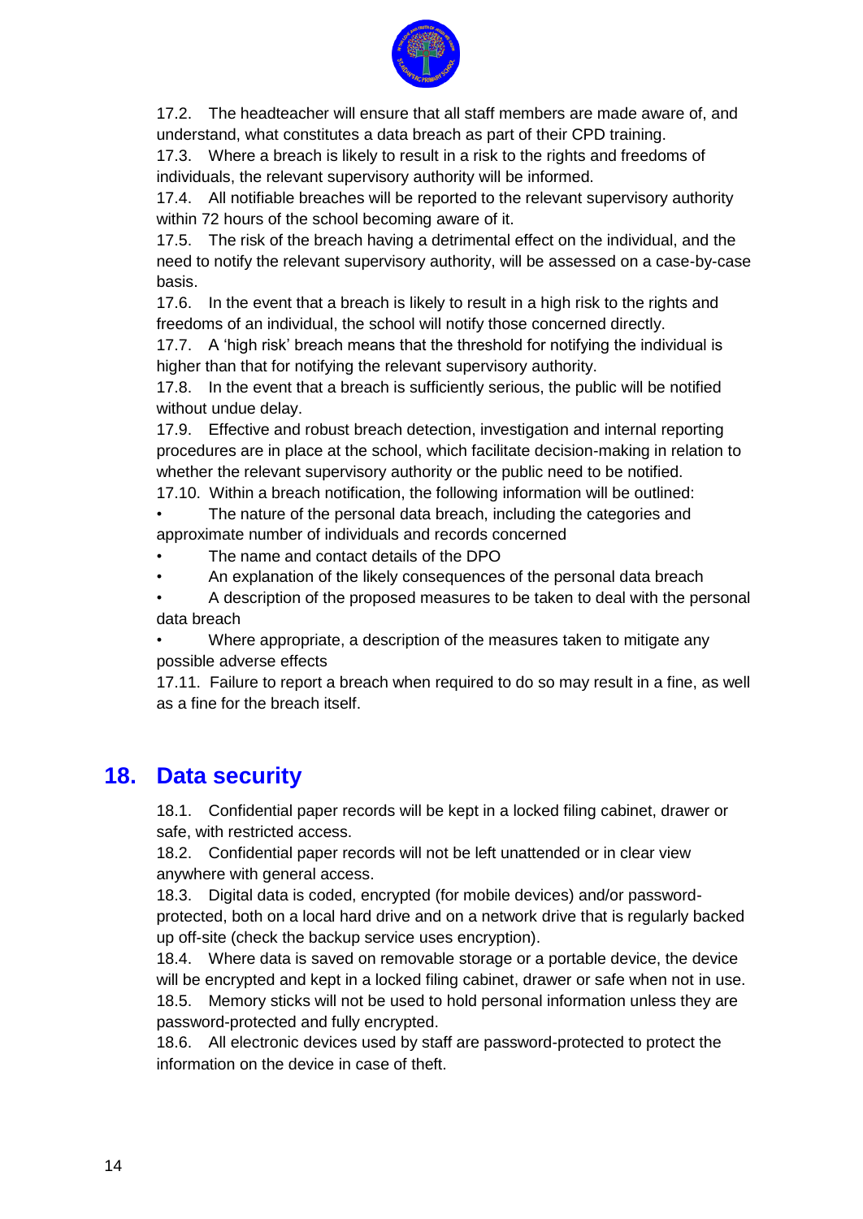17.2. The headteacher will ensure that all staff members are made aware of, and understand, what constitutes a data breach as part of their CPD training.

17.3. Where a breach is likely to result in a risk to the rights and freedoms of individuals, the relevant supervisory authority will be informed.

17.4. All notifiable breaches will be reported to the relevant supervisory authority within 72 hours of the school becoming aware of it.

17.5. The risk of the breach having a detrimental effect on the individual, and the need to notify the relevant supervisory authority, will be assessed on a case-by-case basis.

17.6. In the event that a breach is likely to result in a high risk to the rights and freedoms of an individual, the school will notify those concerned directly.

17.7. A 'high risk' breach means that the threshold for notifying the individual is higher than that for notifying the relevant supervisory authority.

17.8. In the event that a breach is sufficiently serious, the public will be notified without undue delay.

17.9. Effective and robust breach detection, investigation and internal reporting procedures are in place at the school, which facilitate decision-making in relation to whether the relevant supervisory authority or the public need to be notified.

17.10. Within a breach notification, the following information will be outlined:

- The nature of the personal data breach, including the categories and approximate number of individuals and records concerned
- The name and contact details of the DPO
- An explanation of the likely consequences of the personal data breach
- A description of the proposed measures to be taken to deal with the personal data breach
- Where appropriate, a description of the measures taken to mitigate any possible adverse effects

17.11. Failure to report a breach when required to do so may result in a fine, as well as a fine for the breach itself.

## 18. Data security

18.1. Confidential paper records will be kept in a locked filing cabinet, drawer or safe, with restricted access.

18.2. Confidential paper records will not be left unattended or in clear view anywhere with general access.

18.3. Digital data is coded, encrypted (for mobile devices) and/or password-protected, both on a local hard drive and on a network drive that is regularly backed up off-site (check the backup service uses encryption).

18.4. Where data is saved on removable storage or a portable device, the device will be encrypted and kept in a locked filing cabinet, drawer or safe when not in use.

18.5. Memory sticks will not be used to hold personal information unless they are password-protected and fully encrypted.

18.6. All electronic devices used by staff are password-protected to protect the information on the device in case of theft.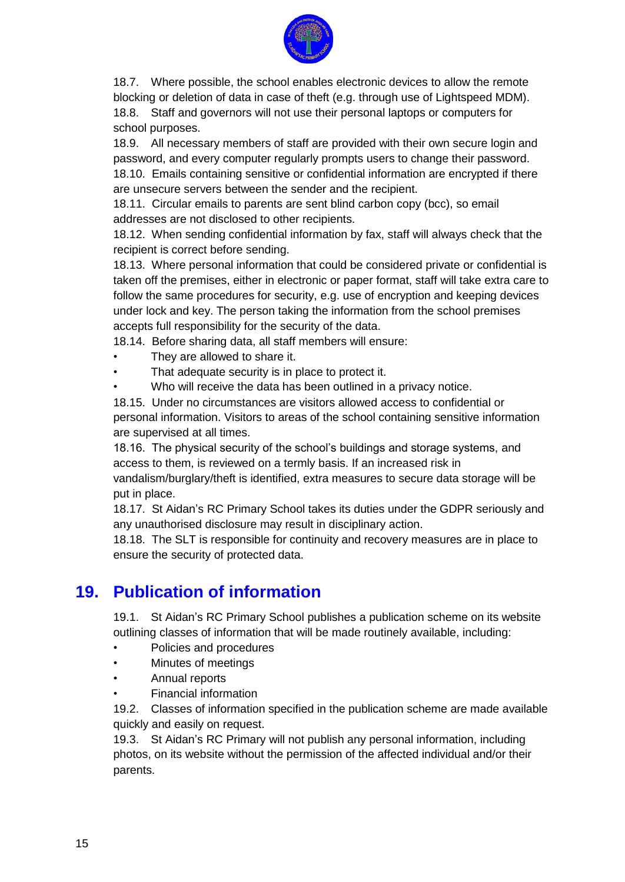18.7. Where possible, the school enables electronic devices to allow the remote blocking or deletion of data in case of theft (e.g. through use of Lightspeed MDM).

18.8. Staff and governors will not use their personal laptops or computers for school purposes.

18.9. All necessary members of staff are provided with their own secure login and password, and every computer regularly prompts users to change their password.

18.10. Emails containing sensitive or confidential information are encrypted if there are unsecure servers between the sender and the recipient.

18.11. Circular emails to parents are sent blind carbon copy (bcc), so email addresses are not disclosed to other recipients.

18.12. When sending confidential information by fax, staff will always check that the recipient is correct before sending.

18.13. Where personal information that could be considered private or confidential is taken off the premises, either in electronic or paper format, staff will take extra care to follow the same procedures for security, e.g. use of encryption and keeping devices under lock and key. The person taking the information from the school premises accepts full responsibility for the security of the data.

18.14. Before sharing data, all staff members will ensure:

- They are allowed to share it.
- That adequate security is in place to protect it.
- Who will receive the data has been outlined in a privacy notice.

18.15. Under no circumstances are visitors allowed access to confidential or personal information. Visitors to areas of the school containing sensitive information are supervised at all times.

18.16. The physical security of the school's buildings and storage systems, and access to them, is reviewed on a termly basis. If an increased risk in vandalism/burglary/theft is identified, extra measures to secure data storage will be put in place.

18.17. St Aidan's RC Primary School takes its duties under the GDPR seriously and any unauthorised disclosure may result in disciplinary action.

18.18. The SLT is responsible for continuity and recovery measures are in place to ensure the security of protected data.

## 19. Publication of information

19.1. St Aidan's RC Primary School publishes a publication scheme on its website outlining classes of information that will be made routinely available, including:

- Policies and procedures
- Minutes of meetings
- Annual reports
- Financial information

19.2. Classes of information specified in the publication scheme are made available quickly and easily on request.

19.3. St Aidan's RC Primary will not publish any personal information, including photos, on its website without the permission of the affected individual and/or their parents.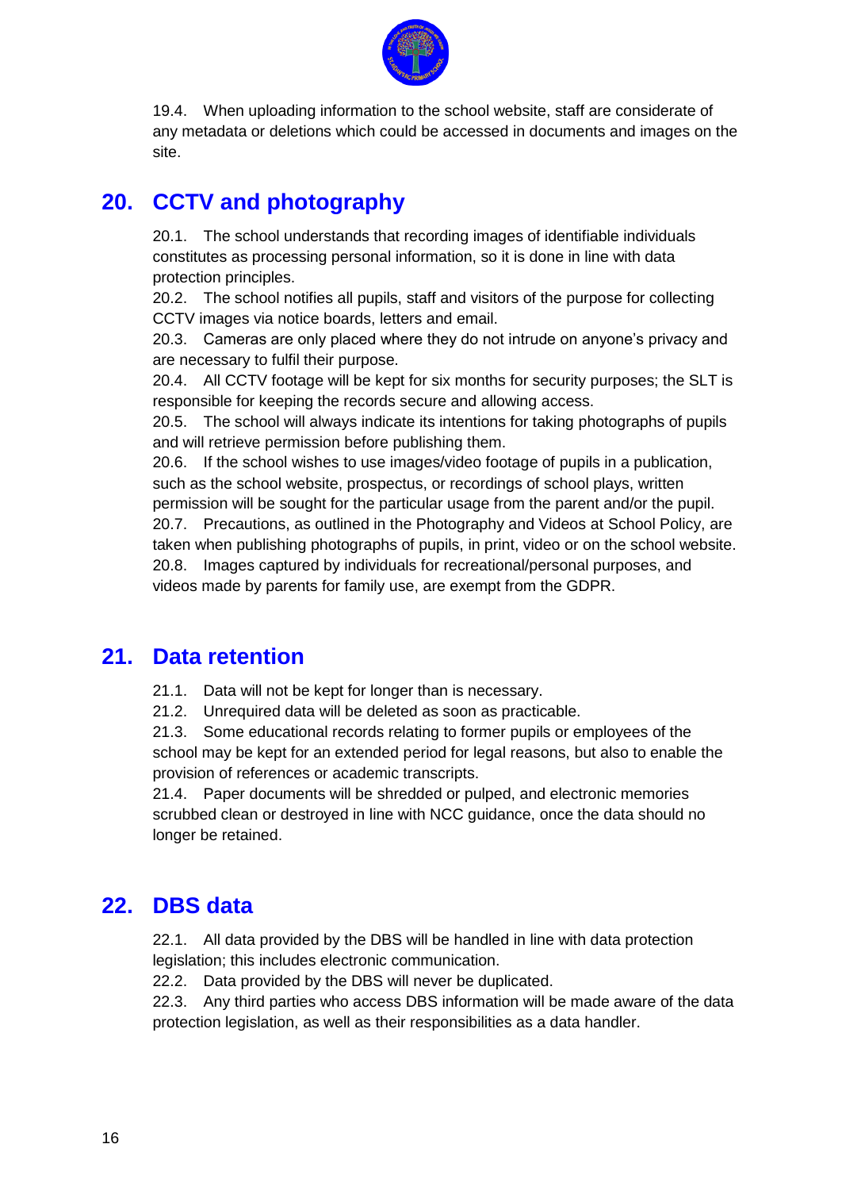19.4. When uploading information to the school website, staff are considerate of any metadata or deletions which could be accessed in documents and images on the site.

## 20. CCTV and photography

20.1. The school understands that recording images of identifiable individuals constitutes as processing personal information, so it is done in line with data protection principles.

20.2. The school notifies all pupils, staff and visitors of the purpose for collecting CCTV images via notice boards, letters and email.

20.3. Cameras are only placed where they do not intrude on anyone's privacy and are necessary to fulfil their purpose.

20.4. All CCTV footage will be kept for six months for security purposes; the SLT is responsible for keeping the records secure and allowing access.

20.5. The school will always indicate its intentions for taking photographs of pupils and will retrieve permission before publishing them.

20.6. If the school wishes to use images/video footage of pupils in a publication, such as the school website, prospectus, or recordings of school plays, written permission will be sought for the particular usage from the parent and/or the pupil.

20.7. Precautions, as outlined in the Photography and Videos at School Policy, are taken when publishing photographs of pupils, in print, video or on the school website.

20.8. Images captured by individuals for recreational/personal purposes, and videos made by parents for family use, are exempt from the GDPR.

## 21. Data retention

21.1. Data will not be kept for longer than is necessary.

21.2. Unrequired data will be deleted as soon as practicable.

21.3. Some educational records relating to former pupils or employees of the school may be kept for an extended period for legal reasons, but also to enable the provision of references or academic transcripts.

21.4. Paper documents will be shredded or pulped, and electronic memories scrubbed clean or destroyed in line with NCC guidance, once the data should no longer be retained.

## 22. DBS data

22.1. All data provided by the DBS will be handled in line with data protection legislation; this includes electronic communication.

22.2. Data provided by the DBS will never be duplicated.

22.3. Any third parties who access DBS information will be made aware of the data protection legislation, as well as their responsibilities as a data handler.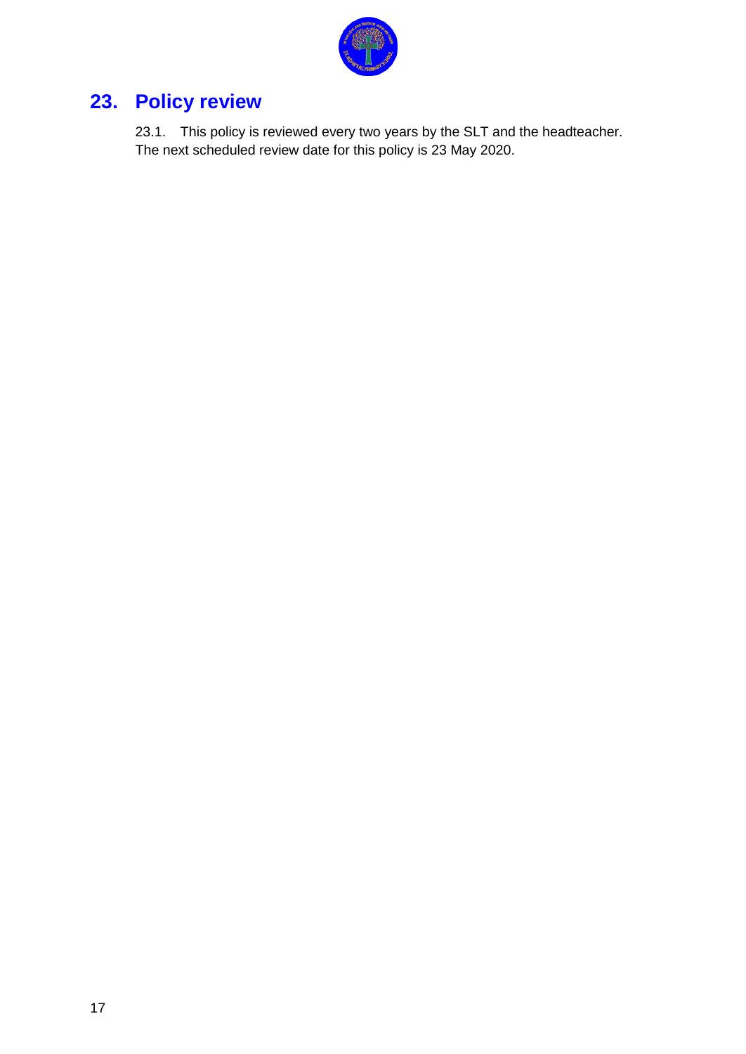## 23. Policy review

23.1. This policy is reviewed every two years by the SLT and the headteacher. The next scheduled review date for this policy is 23 May 2020.